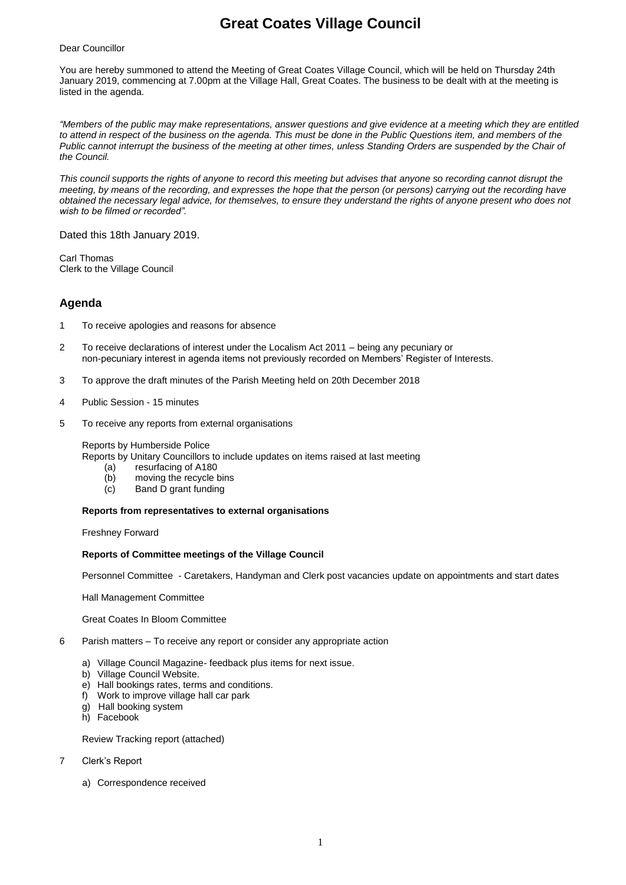# Great Coates Village Council

Dear Councillor

You are hereby summoned to attend the Meeting of Great Coates Village Council, which will be held on Thursday 24th January 2019, commencing at 7.00pm at the Village Hall, Great Coates. The business to be dealt with at the meeting is listed in the agenda.

*"Members of the public may make representations, answer questions and give evidence at a meeting which they are entitled to attend in respect of the business on the agenda. This must be done in the Public Questions item, and members of the Public cannot interrupt the business of the meeting at other times, unless Standing Orders are suspended by the Chair of the Council.*

*This council supports the rights of anyone to record this meeting but advises that anyone so recording cannot disrupt the meeting, by means of the recording, and expresses the hope that the person (or persons) carrying out the recording have obtained the necessary legal advice, for themselves, to ensure they understand the rights of anyone present who does not wish to be filmed or recorded".*

Dated this 18th January 2019.

Carl Thomas
Clerk to the Village Council

## Agenda

1 To receive apologies and reasons for absence

2 To receive declarations of interest under the Localism Act 2011 – being any pecuniary or non-pecuniary interest in agenda items not previously recorded on Members' Register of Interests.

3 To approve the draft minutes of the Parish Meeting held on 20th December 2018

4 Public Session - 15 minutes

5 To receive any reports from external organisations

Reports by Humberside Police
Reports by Unitary Councillors to include updates on items raised at last meeting

- (a) resurfacing of A180
- (b) moving the recycle bins
- (c) Band D grant funding

**Reports from representatives to external organisations**

Freshney Forward

**Reports of Committee meetings of the Village Council**

Personnel Committee - Caretakers, Handyman and Clerk post vacancies update on appointments and start dates

Hall Management Committee

Great Coates In Bloom Committee

6 Parish matters – To receive any report or consider any appropriate action

- a) Village Council Magazine- feedback plus items for next issue.
- b) Village Council Website.
- e) Hall bookings rates, terms and conditions.
- f) Work to improve village hall car park
- g) Hall booking system
- h) Facebook

Review Tracking report (attached)

7 Clerk's Report

- a) Correspondence received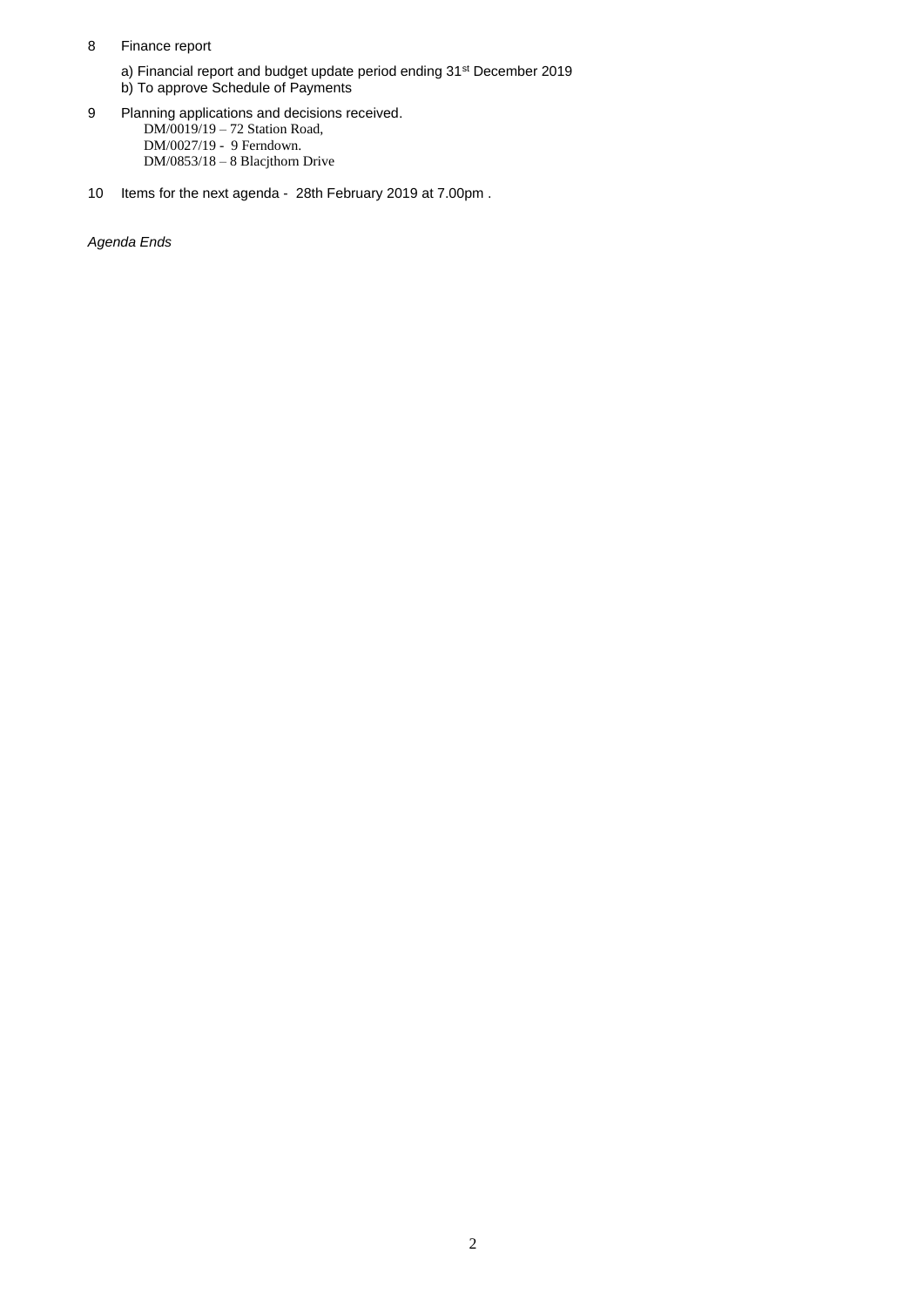8 Finance report

a) Financial report and budget update period ending 31st December 2019
b) To approve Schedule of Payments

9 Planning applications and decisions received.
DM/0019/19 – 72 Station Road,
DM/0027/19 - 9 Ferndown.
DM/0853/18 – 8 Blacjthorn Drive

10 Items for the next agenda - 28th February 2019 at 7.00pm .

*Agenda Ends*